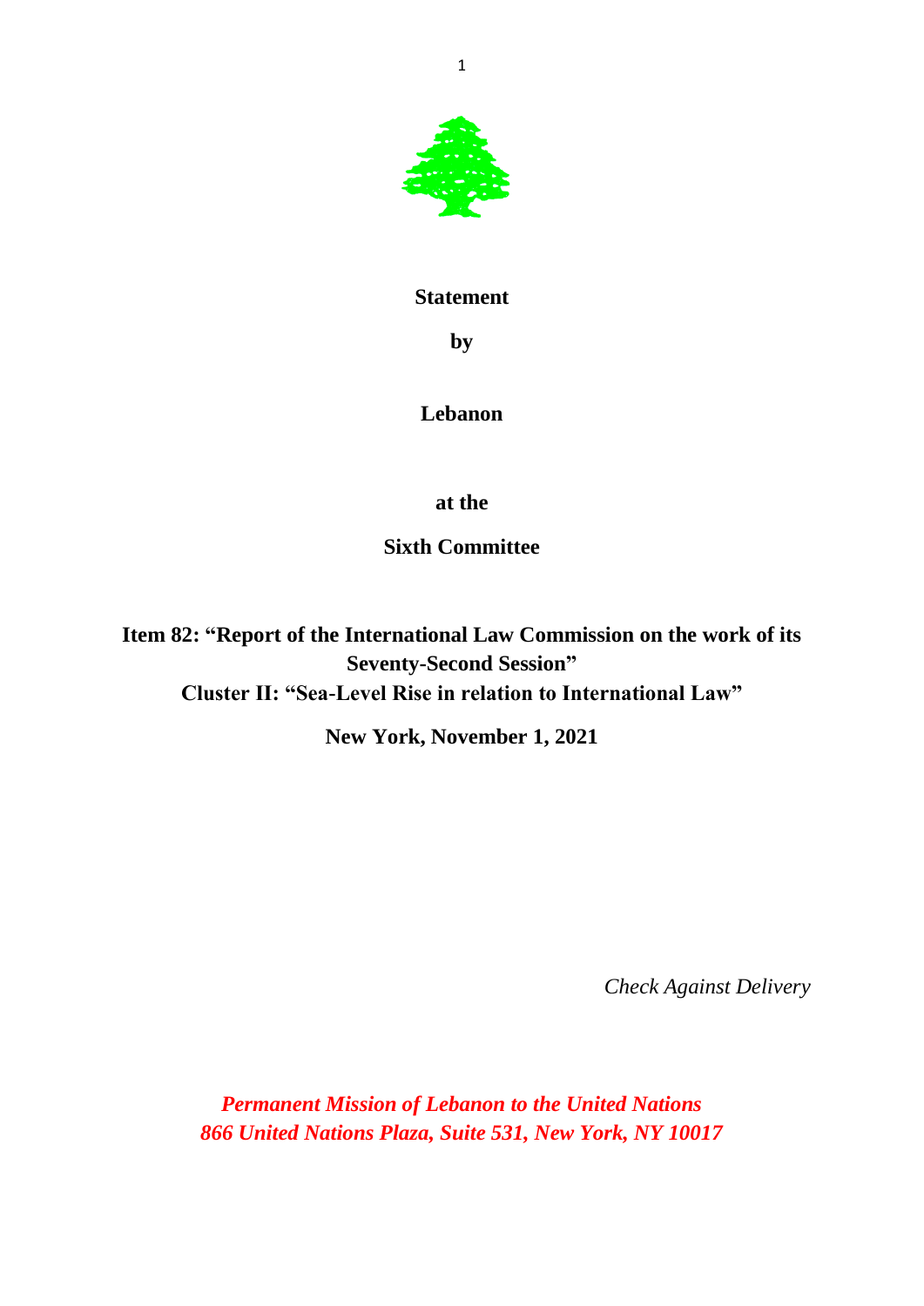**Statement**

**by**

**Lebanon**

**at the**

**Sixth Committee**

**Item 82: "Report of the International Law Commission on the work of its Seventy-Second Session"**
**Cluster II: "Sea-Level Rise in relation to International Law"**

**New York, November 1, 2021**

*Check Against Delivery*

***Permanent Mission of Lebanon to the United Nations***
***866 United Nations Plaza, Suite 531, New York, NY 10017***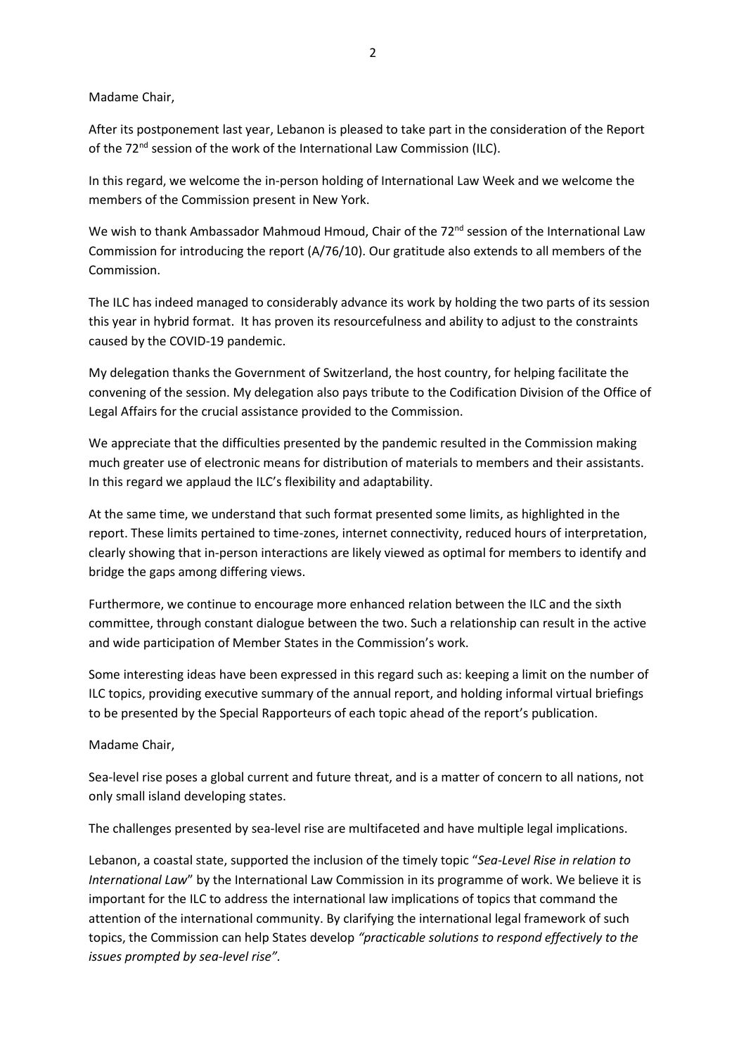Madame Chair,

After its postponement last year, Lebanon is pleased to take part in the consideration of the Report of the 72nd session of the work of the International Law Commission (ILC).

In this regard, we welcome the in-person holding of International Law Week and we welcome the members of the Commission present in New York.

We wish to thank Ambassador Mahmoud Hmoud, Chair of the 72nd session of the International Law Commission for introducing the report (A/76/10). Our gratitude also extends to all members of the Commission.

The ILC has indeed managed to considerably advance its work by holding the two parts of its session this year in hybrid format. It has proven its resourcefulness and ability to adjust to the constraints caused by the COVID-19 pandemic.

My delegation thanks the Government of Switzerland, the host country, for helping facilitate the convening of the session. My delegation also pays tribute to the Codification Division of the Office of Legal Affairs for the crucial assistance provided to the Commission.

We appreciate that the difficulties presented by the pandemic resulted in the Commission making much greater use of electronic means for distribution of materials to members and their assistants. In this regard we applaud the ILC's flexibility and adaptability.

At the same time, we understand that such format presented some limits, as highlighted in the report. These limits pertained to time-zones, internet connectivity, reduced hours of interpretation, clearly showing that in-person interactions are likely viewed as optimal for members to identify and bridge the gaps among differing views.

Furthermore, we continue to encourage more enhanced relation between the ILC and the sixth committee, through constant dialogue between the two. Such a relationship can result in the active and wide participation of Member States in the Commission's work.

Some interesting ideas have been expressed in this regard such as: keeping a limit on the number of ILC topics, providing executive summary of the annual report, and holding informal virtual briefings to be presented by the Special Rapporteurs of each topic ahead of the report's publication.

Madame Chair,

Sea-level rise poses a global current and future threat, and is a matter of concern to all nations, not only small island developing states.

The challenges presented by sea-level rise are multifaceted and have multiple legal implications.

Lebanon, a coastal state, supported the inclusion of the timely topic "*Sea-Level Rise in relation to International Law*" by the International Law Commission in its programme of work. We believe it is important for the ILC to address the international law implications of topics that command the attention of the international community. By clarifying the international legal framework of such topics, the Commission can help States develop *"practicable solutions to respond effectively to the issues prompted by sea-level rise"*.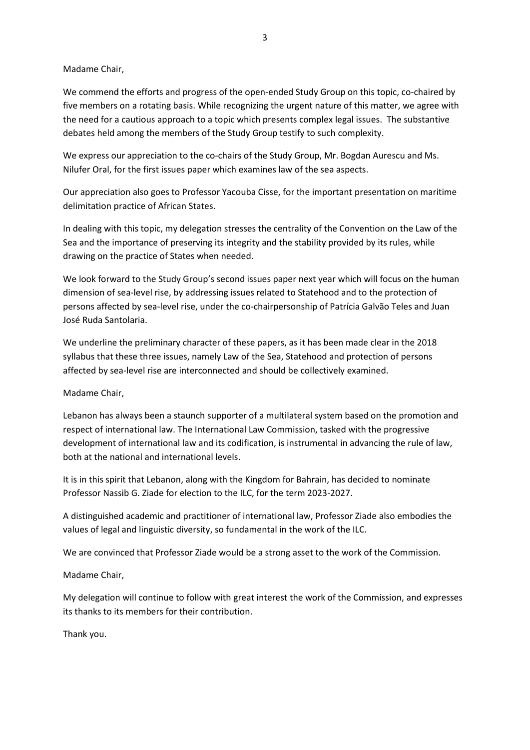Madame Chair,

We commend the efforts and progress of the open-ended Study Group on this topic, co-chaired by five members on a rotating basis. While recognizing the urgent nature of this matter, we agree with the need for a cautious approach to a topic which presents complex legal issues. The substantive debates held among the members of the Study Group testify to such complexity.

We express our appreciation to the co-chairs of the Study Group, Mr. Bogdan Aurescu and Ms. Nilufer Oral, for the first issues paper which examines law of the sea aspects.

Our appreciation also goes to Professor Yacouba Cisse, for the important presentation on maritime delimitation practice of African States.

In dealing with this topic, my delegation stresses the centrality of the Convention on the Law of the Sea and the importance of preserving its integrity and the stability provided by its rules, while drawing on the practice of States when needed.

We look forward to the Study Group's second issues paper next year which will focus on the human dimension of sea-level rise, by addressing issues related to Statehood and to the protection of persons affected by sea-level rise, under the co-chairpersonship of Patrícia Galvão Teles and Juan José Ruda Santolaria.

We underline the preliminary character of these papers, as it has been made clear in the 2018 syllabus that these three issues, namely Law of the Sea, Statehood and protection of persons affected by sea-level rise are interconnected and should be collectively examined.

Madame Chair,

Lebanon has always been a staunch supporter of a multilateral system based on the promotion and respect of international law. The International Law Commission, tasked with the progressive development of international law and its codification, is instrumental in advancing the rule of law, both at the national and international levels.

It is in this spirit that Lebanon, along with the Kingdom for Bahrain, has decided to nominate Professor Nassib G. Ziade for election to the ILC, for the term 2023-2027.

A distinguished academic and practitioner of international law, Professor Ziade also embodies the values of legal and linguistic diversity, so fundamental in the work of the ILC.

We are convinced that Professor Ziade would be a strong asset to the work of the Commission.

Madame Chair,

My delegation will continue to follow with great interest the work of the Commission, and expresses its thanks to its members for their contribution.

Thank you.